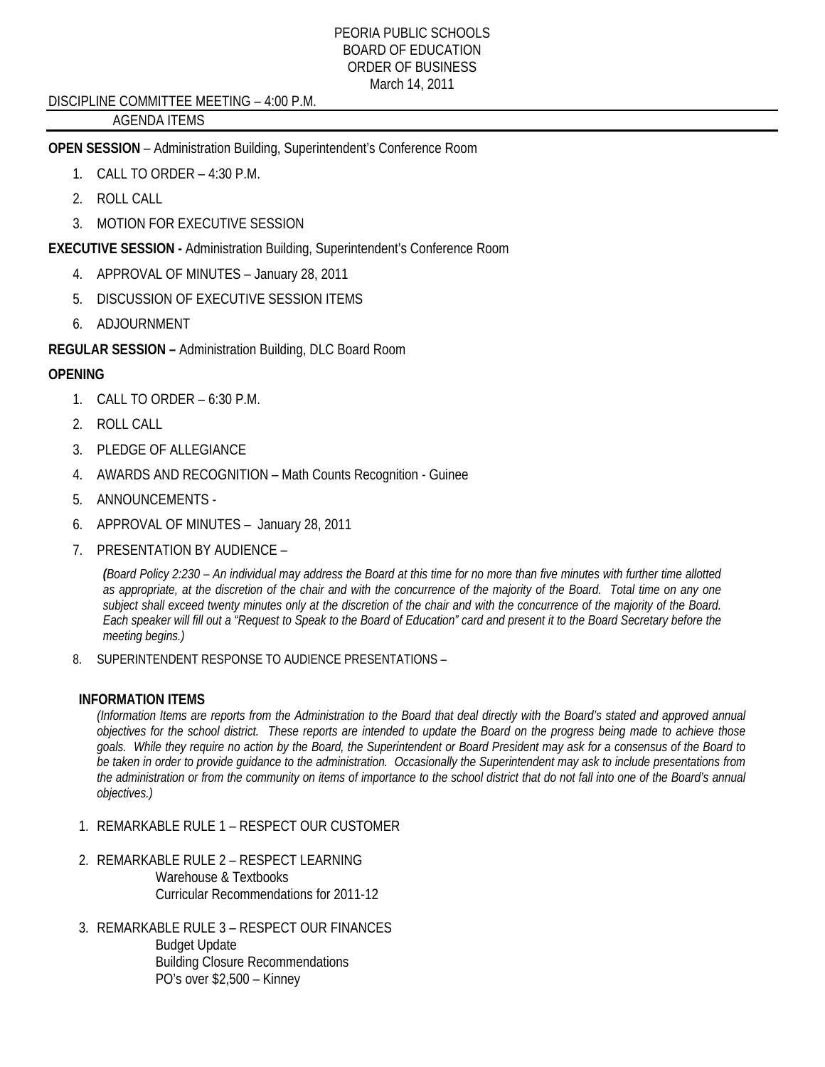# PEORIA PUBLIC SCHOOLS
## BOARD OF EDUCATION
## ORDER OF BUSINESS
March 14, 2011

DISCIPLINE COMMITTEE MEETING – 4:00 P.M.

AGENDA ITEMS

**OPEN SESSION** – Administration Building, Superintendent's Conference Room

1. CALL TO ORDER – 4:30 P.M.
2. ROLL CALL
3. MOTION FOR EXECUTIVE SESSION

**EXECUTIVE SESSION -** Administration Building, Superintendent's Conference Room

4. APPROVAL OF MINUTES – January 28, 2011
5. DISCUSSION OF EXECUTIVE SESSION ITEMS
6. ADJOURNMENT

**REGULAR SESSION –** Administration Building, DLC Board Room

**OPENING**

1. CALL TO ORDER – 6:30 P.M.
2. ROLL CALL
3. PLEDGE OF ALLEGIANCE
4. AWARDS AND RECOGNITION – Math Counts Recognition - Guinee
5. ANNOUNCEMENTS -
6. APPROVAL OF MINUTES – January 28, 2011
7. PRESENTATION BY AUDIENCE –

   *(Board Policy 2:230 – An individual may address the Board at this time for no more than five minutes with further time allotted as appropriate, at the discretion of the chair and with the concurrence of the majority of the Board. Total time on any one subject shall exceed twenty minutes only at the discretion of the chair and with the concurrence of the majority of the Board. Each speaker will fill out a "Request to Speak to the Board of Education" card and present it to the Board Secretary before the meeting begins.)*

8. SUPERINTENDENT RESPONSE TO AUDIENCE PRESENTATIONS –

**INFORMATION ITEMS**

*(Information Items are reports from the Administration to the Board that deal directly with the Board's stated and approved annual objectives for the school district. These reports are intended to update the Board on the progress being made to achieve those goals. While they require no action by the Board, the Superintendent or Board President may ask for a consensus of the Board to be taken in order to provide guidance to the administration. Occasionally the Superintendent may ask to include presentations from the administration or from the community on items of importance to the school district that do not fall into one of the Board's annual objectives.)*

1. REMARKABLE RULE 1 – RESPECT OUR CUSTOMER
2. REMARKABLE RULE 2 – RESPECT LEARNING
   - Warehouse & Textbooks
   - Curricular Recommendations for 2011-12
3. REMARKABLE RULE 3 – RESPECT OUR FINANCES
   - Budget Update
   - Building Closure Recommendations
   - PO's over $2,500 – Kinney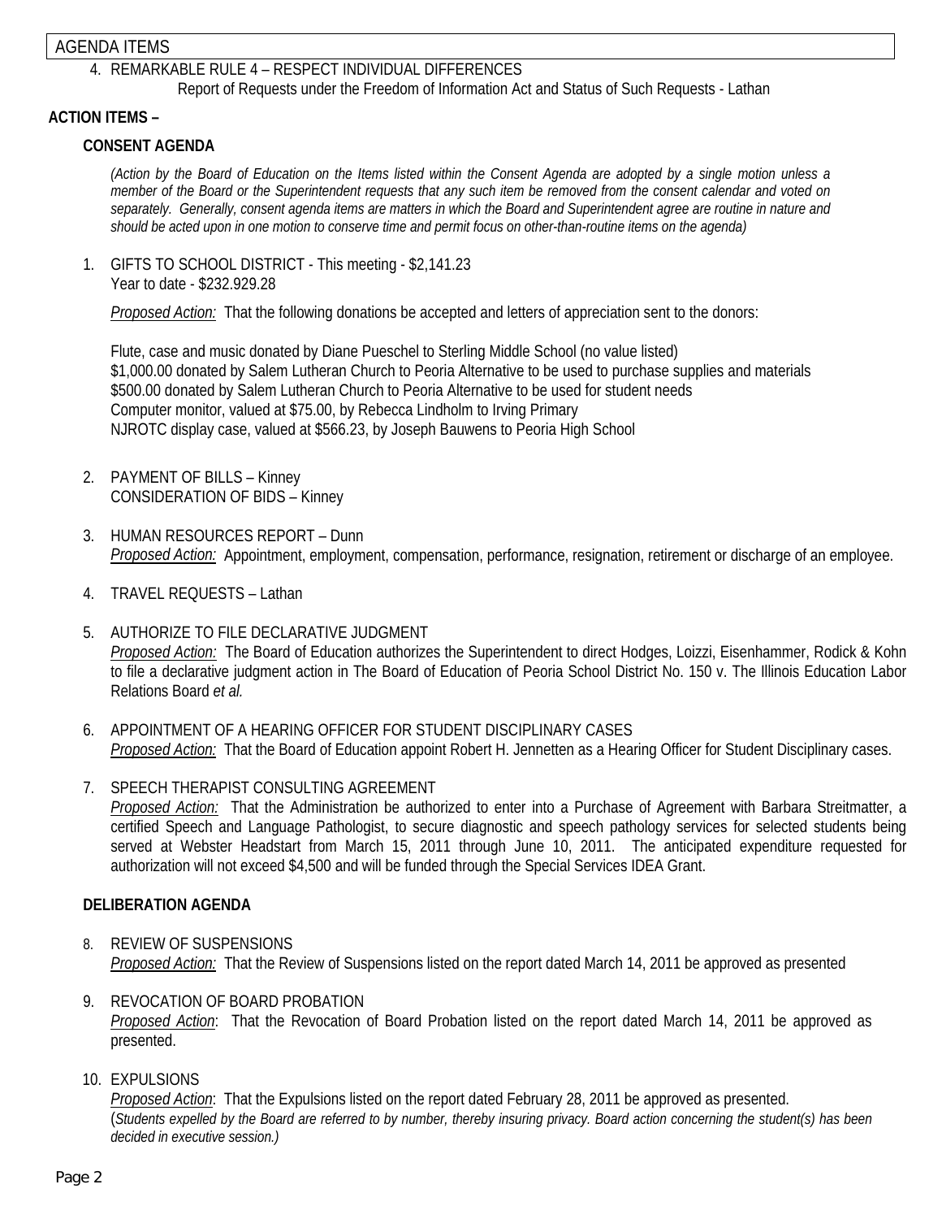AGENDA ITEMS

4. REMARKABLE RULE 4 – RESPECT INDIVIDUAL DIFFERENCES
   Report of Requests under the Freedom of Information Act and Status of Such Requests - Lathan

**ACTION ITEMS –**

**CONSENT AGENDA**

*(Action by the Board of Education on the Items listed within the Consent Agenda are adopted by a single motion unless a member of the Board or the Superintendent requests that any such item be removed from the consent calendar and voted on separately. Generally, consent agenda items are matters in which the Board and Superintendent agree are routine in nature and should be acted upon in one motion to conserve time and permit focus on other-than-routine items on the agenda)*

1. GIFTS TO SCHOOL DISTRICT - This meeting - $2,141.23
   Year to date - $232.929.28

   *Proposed Action:* That the following donations be accepted and letters of appreciation sent to the donors:

   Flute, case and music donated by Diane Pueschel to Sterling Middle School (no value listed)
   $1,000.00 donated by Salem Lutheran Church to Peoria Alternative to be used to purchase supplies and materials
   $500.00 donated by Salem Lutheran Church to Peoria Alternative to be used for student needs
   Computer monitor, valued at $75.00, by Rebecca Lindholm to Irving Primary
   NJROTC display case, valued at $566.23, by Joseph Bauwens to Peoria High School

2. PAYMENT OF BILLS – Kinney
   CONSIDERATION OF BIDS – Kinney

3. HUMAN RESOURCES REPORT – Dunn
   *Proposed Action:* Appointment, employment, compensation, performance, resignation, retirement or discharge of an employee.

4. TRAVEL REQUESTS – Lathan

5. AUTHORIZE TO FILE DECLARATIVE JUDGMENT
   *Proposed Action:* The Board of Education authorizes the Superintendent to direct Hodges, Loizzi, Eisenhammer, Rodick & Kohn to file a declarative judgment action in The Board of Education of Peoria School District No. 150 v. The Illinois Education Labor Relations Board *et al.*

6. APPOINTMENT OF A HEARING OFFICER FOR STUDENT DISCIPLINARY CASES
   *Proposed Action:* That the Board of Education appoint Robert H. Jennetten as a Hearing Officer for Student Disciplinary cases.

7. SPEECH THERAPIST CONSULTING AGREEMENT
   *Proposed Action:* That the Administration be authorized to enter into a Purchase of Agreement with Barbara Streitmatter, a certified Speech and Language Pathologist, to secure diagnostic and speech pathology services for selected students being served at Webster Headstart from March 15, 2011 through June 10, 2011. The anticipated expenditure requested for authorization will not exceed $4,500 and will be funded through the Special Services IDEA Grant.

**DELIBERATION AGENDA**

8. REVIEW OF SUSPENSIONS
   *Proposed Action:* That the Review of Suspensions listed on the report dated March 14, 2011 be approved as presented

9. REVOCATION OF BOARD PROBATION
   *Proposed Action*: That the Revocation of Board Probation listed on the report dated March 14, 2011 be approved as presented.

10. EXPULSIONS
    *Proposed Action*: That the Expulsions listed on the report dated February 28, 2011 be approved as presented.
    (*Students expelled by the Board are referred to by number, thereby insuring privacy. Board action concerning the student(s) has been decided in executive session.)*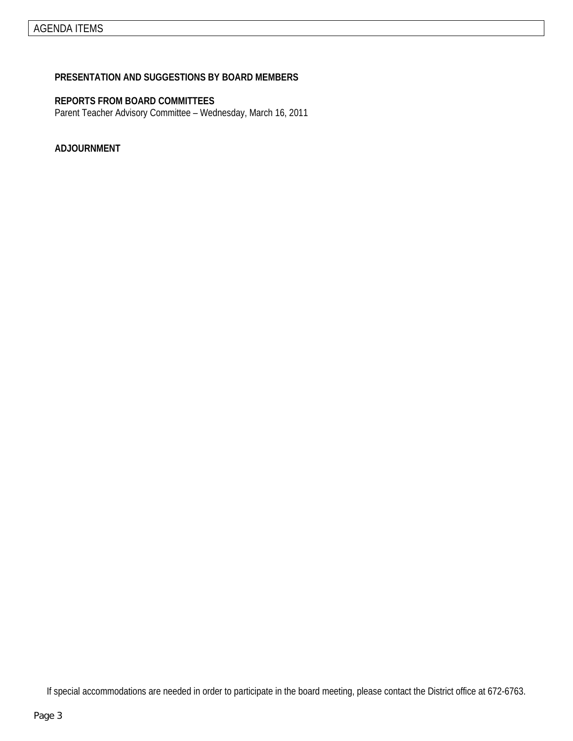AGENDA ITEMS

**PRESENTATION AND SUGGESTIONS BY BOARD MEMBERS**

**REPORTS FROM BOARD COMMITTEES**

Parent Teacher Advisory Committee – Wednesday, March 16, 2011

**ADJOURNMENT**

If special accommodations are needed in order to participate in the board meeting, please contact the District office at 672-6763.